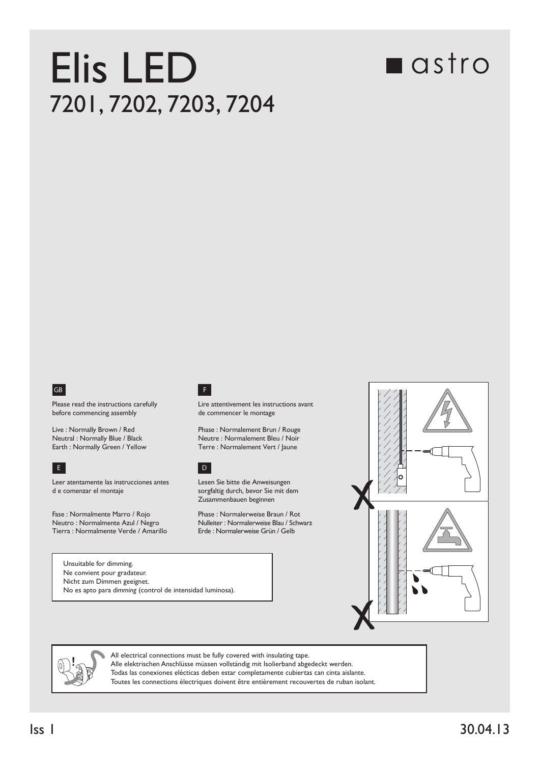# Elis LED

## 7201, 7202, 7203, 7204

astro

**GB**

Please read the instructions carefully before commencing assembly

Live : Normally Brown / Red
Neutral : Normally Blue / Black
Earth : Normally Green / Yellow

**F**

Lire attentivement les instructions avant de commencer le montage

Phase : Normalement Brun / Rouge
Neutre : Normalement Bleu / Noir
Terre : Normalement Vert / Jaune

**E**

Leer atentamente las instrucciones antes d e comenzar el montaje

Fase : Normalmente Marro / Rojo
Neutro : Normalmente Azul / Negro
Tierra : Normalmente Verde / Amarillo

**D**

Lesen Sie bitte die Anweisungen sorgfaltig durch, bevor Sie mit dem Zusammenbauen beginnen

Phase : Normalerweise Braun / Rot
Nulleiter : Normalerweise Blau / Schwarz
Erde : Normalerweise Grün / Gelb

Unsuitable for dimming.
Ne convient pour gradateur.
Nicht zum Dimmen geeignet.
No es apto para *dimming* (control de intensidad luminosa).

All electrical connections must be fully covered with insulating tape.
Alle elektrischen Anschlüsse müssen vollständig mit Isolierband abgedeckt werden.
Todas las conexiones eléctricas deben estar completamente cubiertas can cinta aislante.
Toutes les connections électriques doivent être entièrement recouvertes de ruban isolant.

Iss 1

30.04.13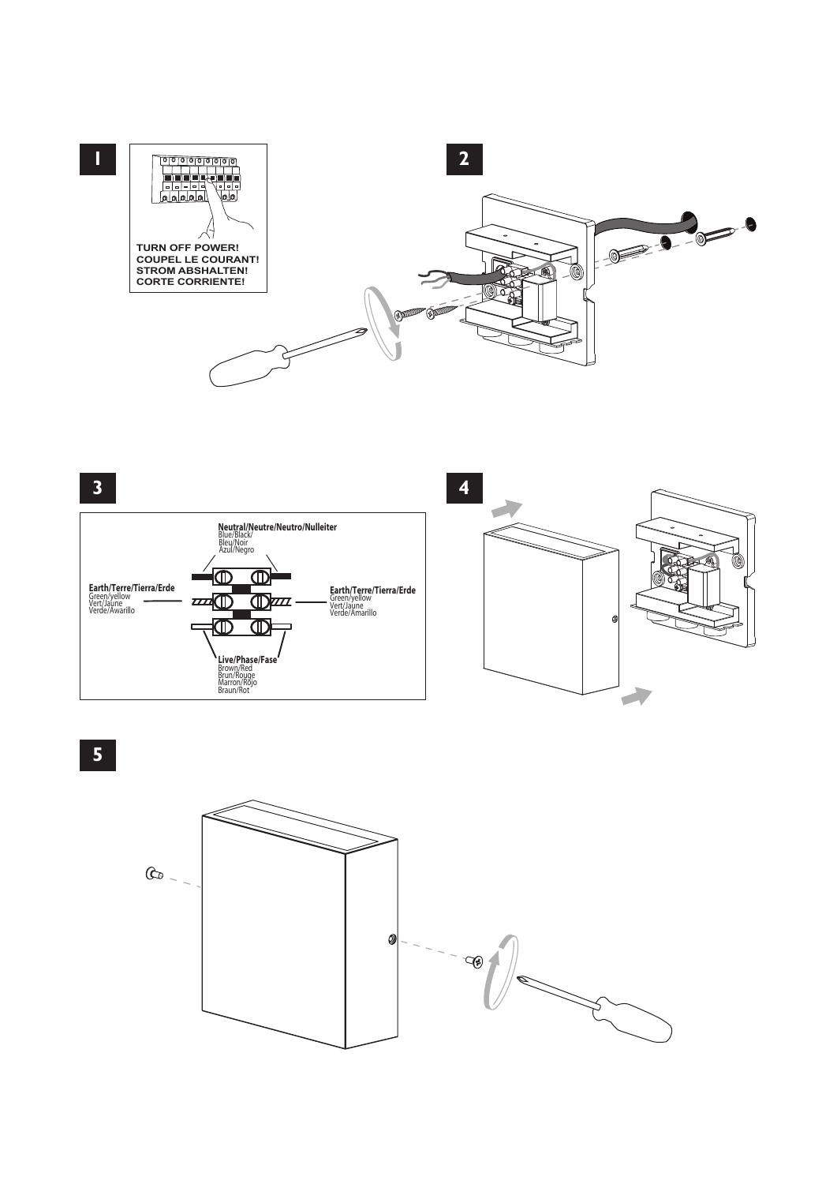1

TURN OFF POWER!
COUPEL LE COURANT!
STROM ABSHALTEN!
CORTE CORRIENTE!

2

3

Neutral/Neutre/Neutro/Nulleiter
Blue/Black/
Bleu/Noir
Azul/Negro

Earth/Terre/Tierra/Erde
Green/yellow
Vert/Jaune
Verde/Awarillo

Earth/Terre/Tierra/Erde
Green/yellow
Vert/Jaune
Verde/Amarillo

Live/Phase/Fase
Brown/Red
Brun/Rouge
Marron/Rojo
Braun/Rot

4

5